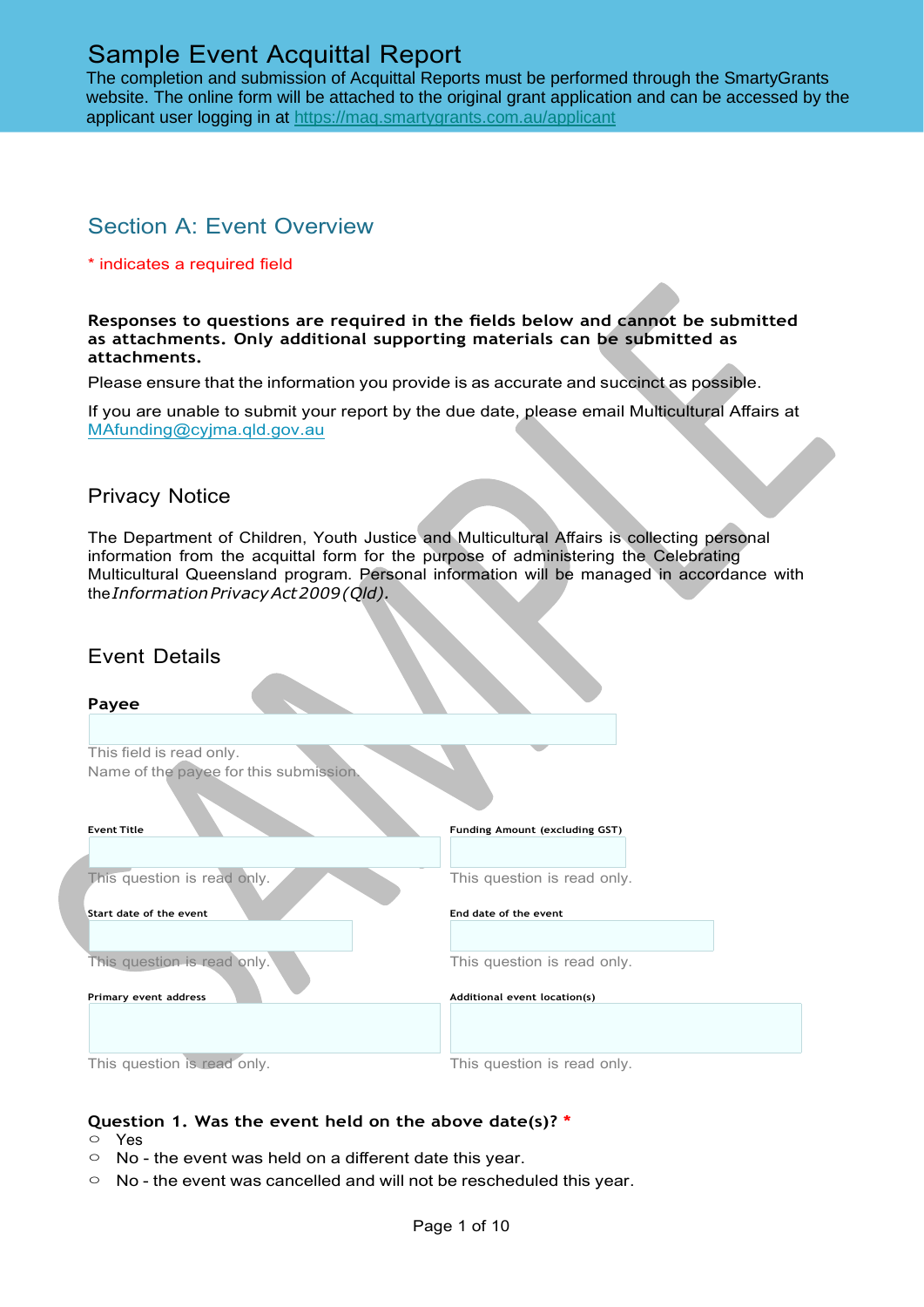# Sample Event Acquittal Report

The completion and submission of Acquittal Reports must be performed through the SmartyGrants website. The online form will be attached to the original grant application and can be accessed by the applicant user logging in at https://maq.smartygrants.com.au/applicant

## Section A: Event Overview

* indicates a required field

**Responses to questions are required in the fields below and cannot be submitted as attachments. Only additional supporting materials can be submitted as attachments.**

Please ensure that the information you provide is as accurate and succinct as possible.

If you are unable to submit your report by the due date, please email Multicultural Affairs at MAfunding@cyjma.qld.gov.au

### Privacy Notice

The Department of Children, Youth Justice and Multicultural Affairs is collecting personal information from the acquittal form for the purpose of administering the Celebrating Multicultural Queensland program. Personal information will be managed in accordance with the *Information Privacy Act 2009 (Qld).*

### Event Details

**Payee**

This field is read only.
Name of the payee for this submission.

**Event Title**

This question is read only.

**Funding Amount (excluding GST)**

This question is read only.

**Start date of the event**

This question is read only.

**End date of the event**

This question is read only.

**Primary event address**

This question is read only.

**Additional event location(s)**

This question is read only.

**Question 1. Was the event held on the above date(s)?** *

- ○ Yes
- ○ No - the event was held on a different date this year.
- ○ No - the event was cancelled and will not be rescheduled this year.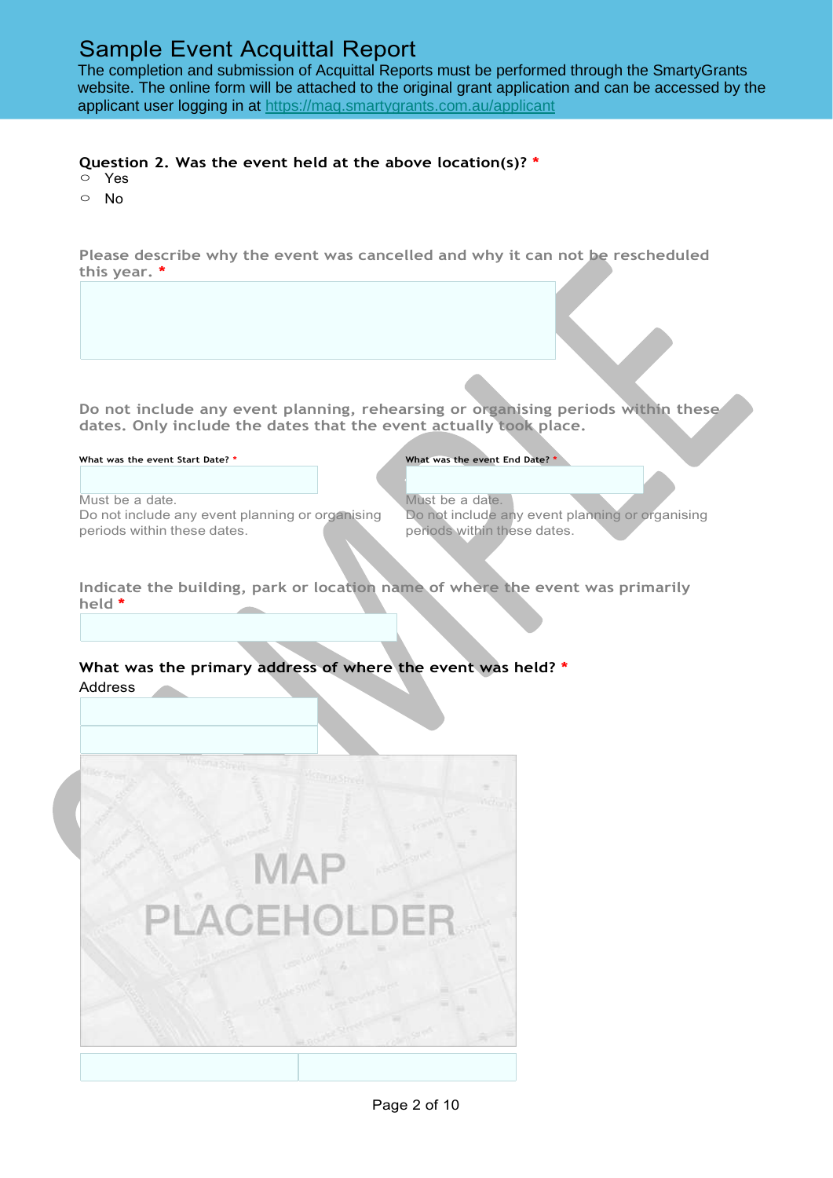# Sample Event Acquittal Report

The completion and submission of Acquittal Reports must be performed through the SmartyGrants website. The online form will be attached to the original grant application and can be accessed by the applicant user logging in at https://maq.smartygrants.com.au/applicant

**Question 2. Was the event held at the above location(s)? ***

- ○ Yes
- ○ No

**Please describe why the event was cancelled and why it can not be rescheduled this year. ***

**Do not include any event planning, rehearsing or organising periods within these dates. Only include the dates that the event actually took place.**

**What was the event Start Date? ***

Must be a date.
Do not include any event planning or organising periods within these dates.

**What was the event End Date? ***

Must be a date.
Do not include any event planning or organising periods within these dates.

**Indicate the building, park or location name of where the event was primarily held ***

**What was the primary address of where the event was held? ***

Address

MAP PLACEHOLDER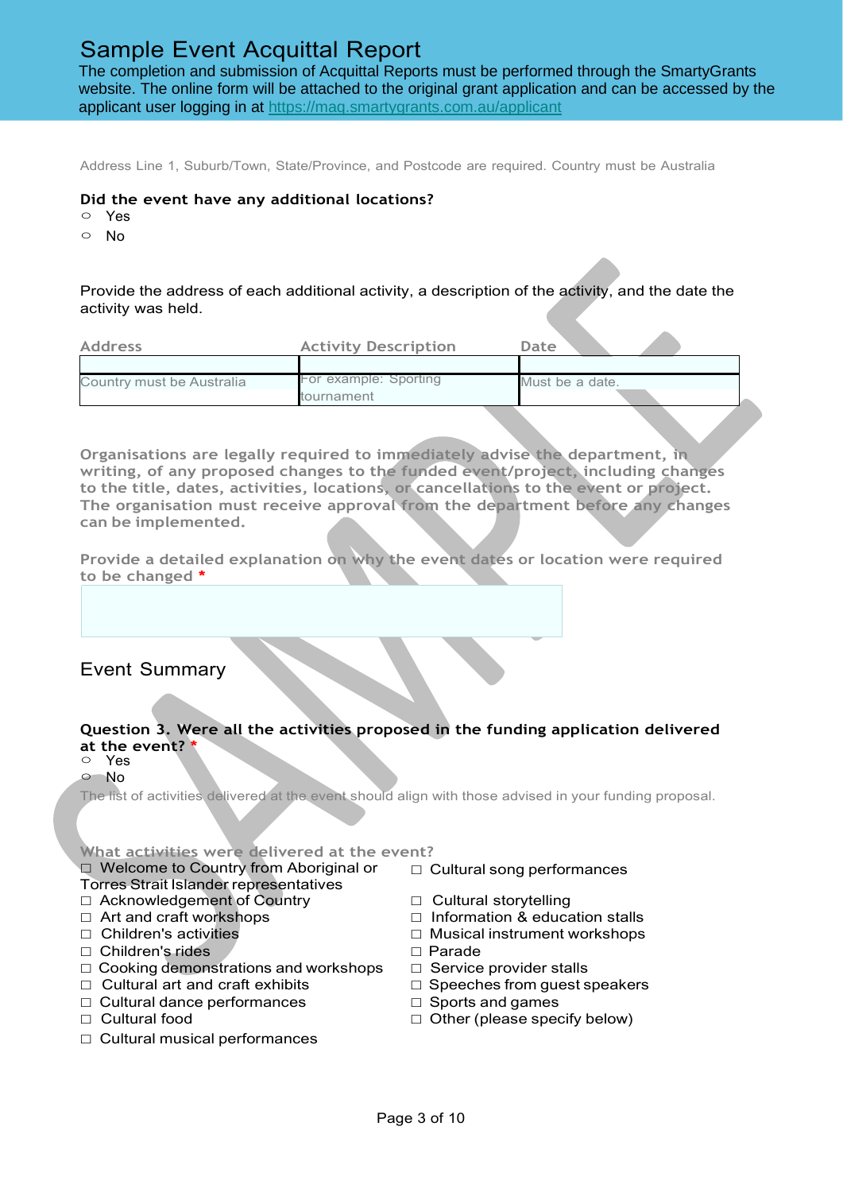# Sample Event Acquittal Report

The completion and submission of Acquittal Reports must be performed through the SmartyGrants website. The online form will be attached to the original grant application and can be accessed by the applicant user logging in at https://maq.smartygrants.com.au/applicant

Address Line 1, Suburb/Town, State/Province, and Postcode are required. Country must be Australia

**Did the event have any additional locations?**

- ○ Yes
- ○ No

Provide the address of each additional activity, a description of the activity, and the date the activity was held.

| Address | Activity Description | Date |
|---|---|---|
| | | |
| Country must be Australia | For example: Sporting tournament | Must be a date. |

**Organisations are legally required to immediately advise the department, in writing, of any proposed changes to the funded event/project, including changes to the title, dates, activities, locations, or cancellations to the event or project. The organisation must receive approval from the department before any changes can be implemented.**

**Provide a detailed explanation on why the event dates or location were required to be changed** *

## Event Summary

**Question 3. Were all the activities proposed in the funding application delivered at the event?** *

- ○ Yes
- ○ No

The list of activities delivered at the event should align with those advised in your funding proposal.

**What activities were delivered at the event?**

- ☐ Welcome to Country from Aboriginal or Torres Strait Islander representatives
- ☐ Acknowledgement of Country
- ☐ Art and craft workshops
- ☐ Children's activities
- ☐ Children's rides
- ☐ Cooking demonstrations and workshops
- ☐ Cultural art and craft exhibits
- ☐ Cultural dance performances
- ☐ Cultural food
- ☐ Cultural musical performances
- ☐ Cultural song performances
- ☐ Cultural storytelling
- ☐ Information & education stalls
- ☐ Musical instrument workshops
- ☐ Parade
- ☐ Service provider stalls
- ☐ Speeches from guest speakers
- ☐ Sports and games
- ☐ Other (please specify below)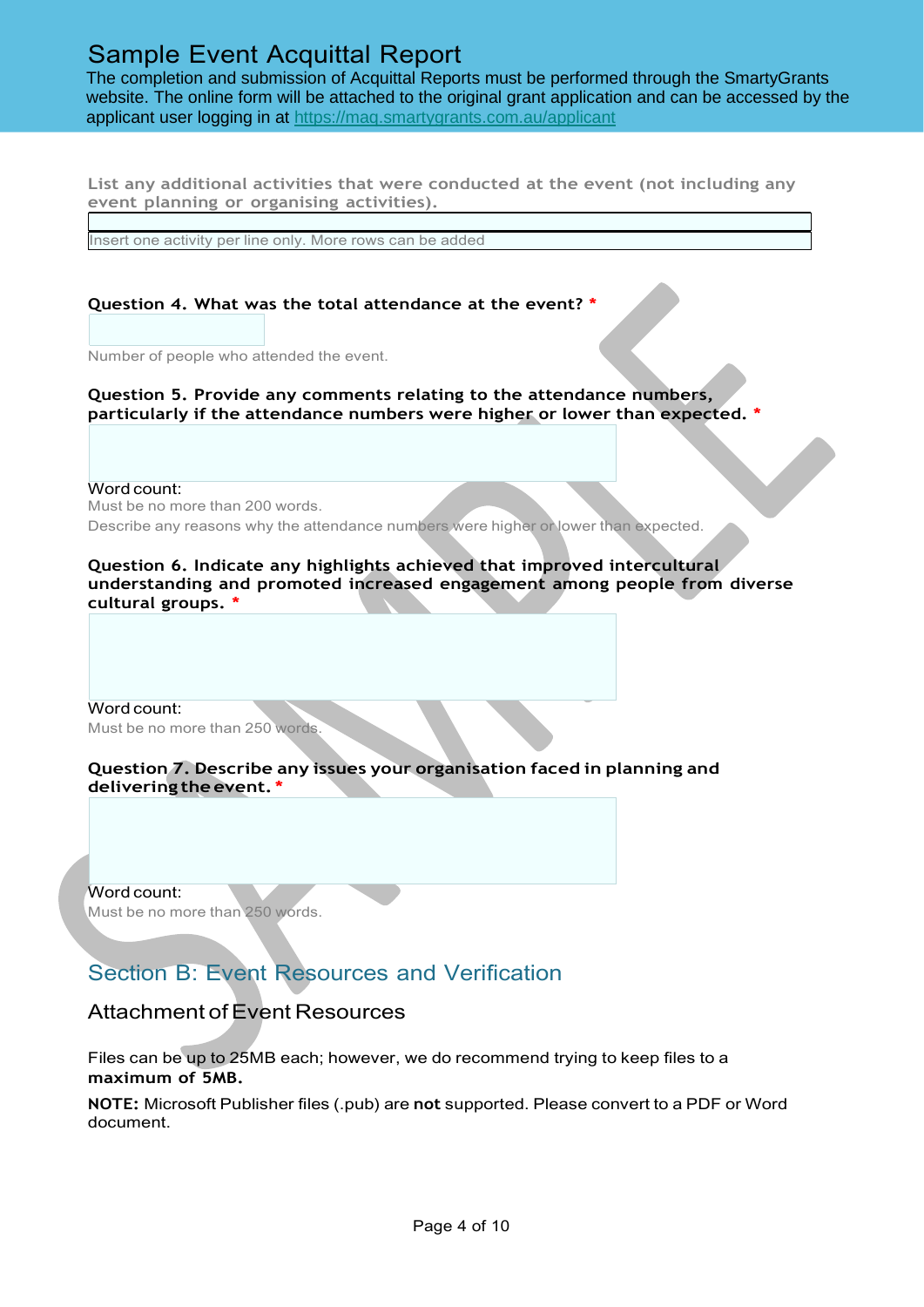# Sample Event Acquittal Report

The completion and submission of Acquittal Reports must be performed through the SmartyGrants website. The online form will be attached to the original grant application and can be accessed by the applicant user logging in at https://maq.smartygrants.com.au/applicant

**List any additional activities that were conducted at the event (not including any event planning or organising activities).**

Insert one activity per line only. More rows can be added

**Question 4. What was the total attendance at the event?** *

Number of people who attended the event.

**Question 5. Provide any comments relating to the attendance numbers, particularly if the attendance numbers were higher or lower than expected.** *

Word count:
Must be no more than 200 words.
Describe any reasons why the attendance numbers were higher or lower than expected.

**Question 6. Indicate any highlights achieved that improved intercultural understanding and promoted increased engagement among people from diverse cultural groups.** *

Word count:
Must be no more than 250 words.

**Question 7. Describe any issues your organisation faced in planning and delivering the event.** *

Word count:
Must be no more than 250 words.

## Section B: Event Resources and Verification

### Attachment of Event Resources

Files can be up to 25MB each; however, we do recommend trying to keep files to a **maximum of 5MB.**

**NOTE:** Microsoft Publisher files (.pub) are **not** supported. Please convert to a PDF or Word document.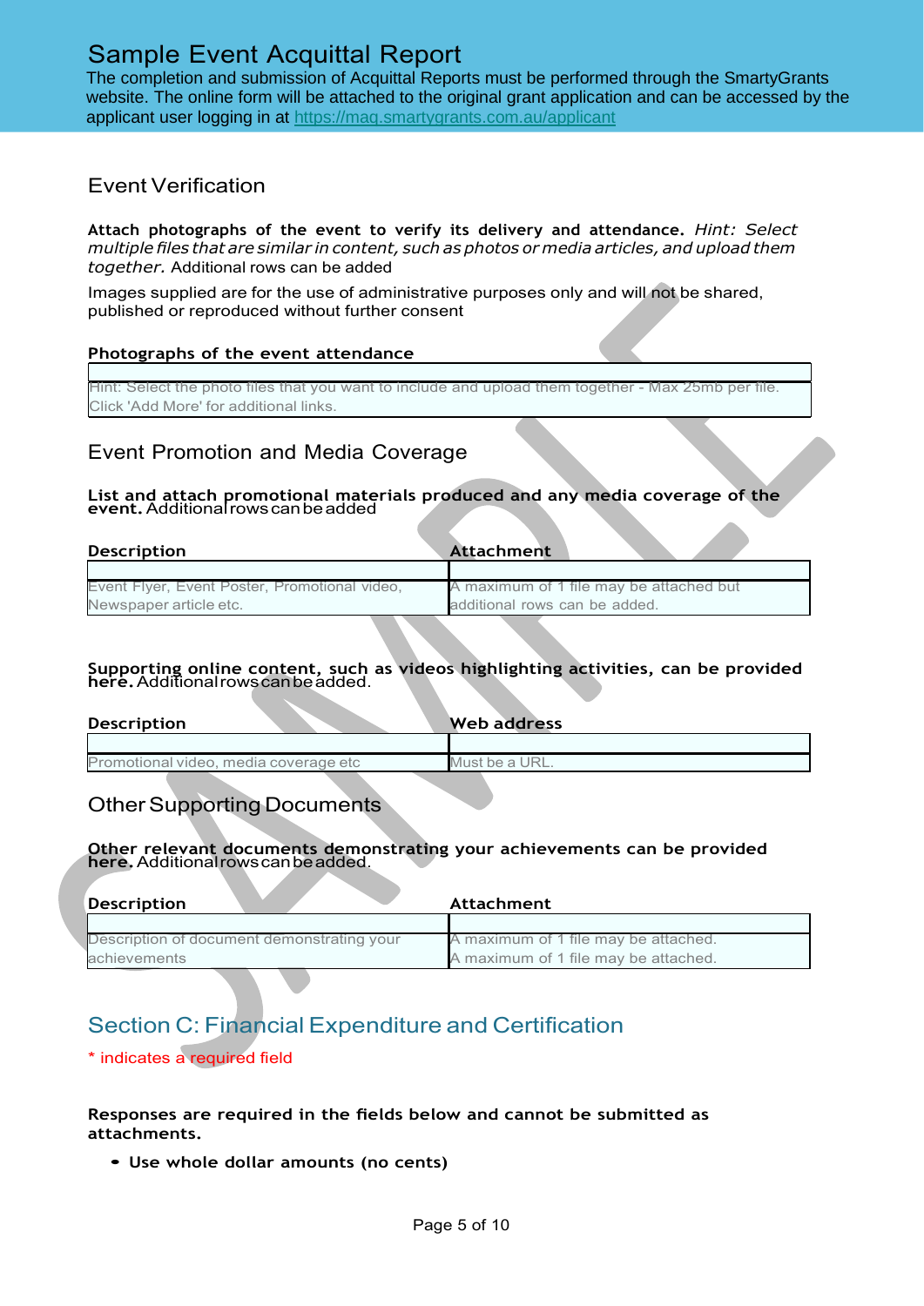# Sample Event Acquittal Report

The completion and submission of Acquittal Reports must be performed through the SmartyGrants website. The online form will be attached to the original grant application and can be accessed by the applicant user logging in at https://maq.smartygrants.com.au/applicant

## Event Verification

**Attach photographs of the event to verify its delivery and attendance.** *Hint: Select multiple files that are similar in content, such as photos or media articles, and upload them together.* Additional rows can be added

Images supplied are for the use of administrative purposes only and will not be shared, published or reproduced without further consent

**Photographs of the event attendance**

| |
|---|
| Hint: Select the photo files that you want to include and upload them together - Max 25mb per file. Click 'Add More' for additional links. |

## Event Promotion and Media Coverage

**List and attach promotional materials produced and any media coverage of the event.** Additional rows can be added

| Description | Attachment |
|---|---|
| Event Flyer, Event Poster, Promotional video, Newspaper article etc. | A maximum of 1 file may be attached but additional rows can be added. |

**Supporting online content, such as videos highlighting activities, can be provided here.** Additional rows can be added.

| Description | Web address |
|---|---|
| Promotional video, media coverage etc | Must be a URL. |

## Other Supporting Documents

**Other relevant documents demonstrating your achievements can be provided here.** Additional rows can be added.

| Description | Attachment |
|---|---|
| Description of document demonstrating your achievements | A maximum of 1 file may be attached. A maximum of 1 file may be attached. |

## Section C: Financial Expenditure and Certification

\* indicates a required field

**Responses are required in the fields below and cannot be submitted as attachments.**

- **Use whole dollar amounts (no cents)**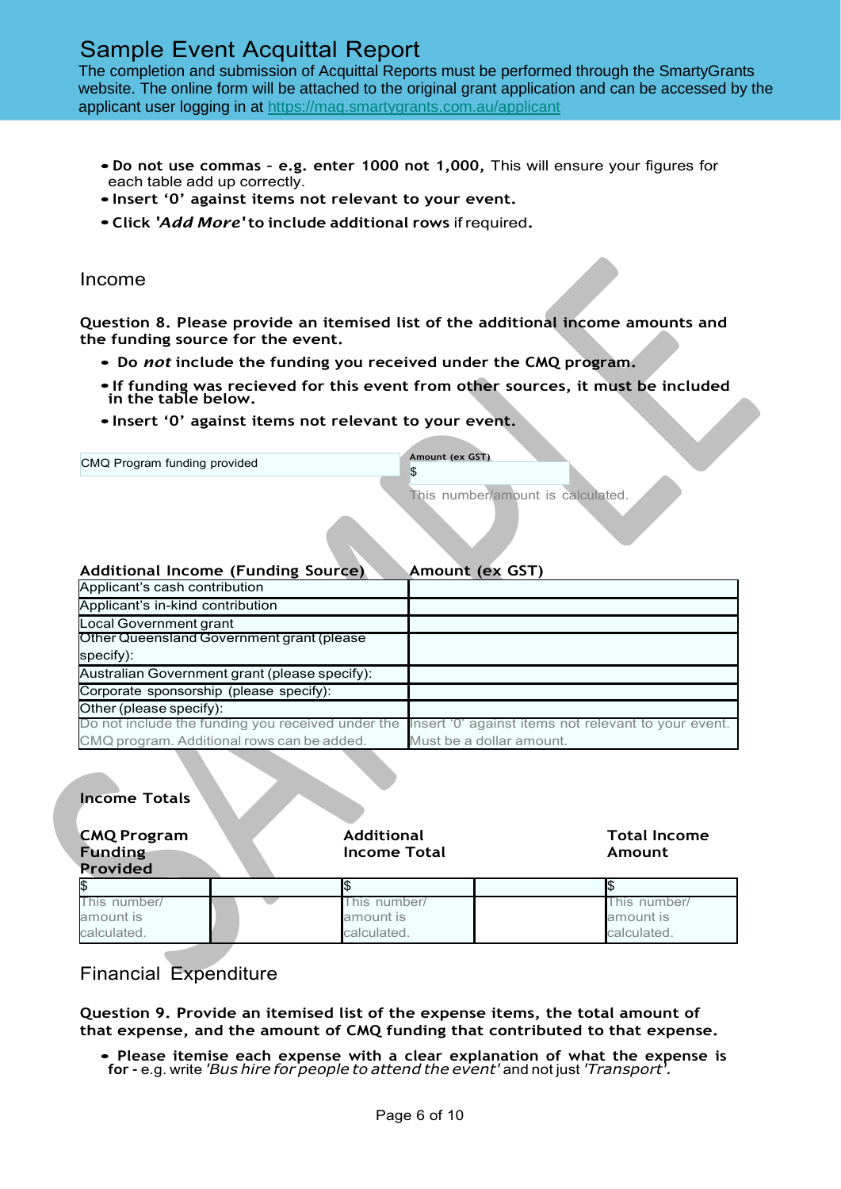# Sample Event Acquittal Report

The completion and submission of Acquittal Reports must be performed through the SmartyGrants website. The online form will be attached to the original grant application and can be accessed by the applicant user logging in at https://maq.smartygrants.com.au/applicant

- **Do not use commas - e.g. enter 1000 not 1,000,** This will ensure your figures for each table add up correctly.
- **Insert '0' against items not relevant to your event.**
- **Click '*Add More*' to include additional rows** if required.

## Income

**Question 8. Please provide an itemised list of the additional income amounts and the funding source for the event.**

- **Do *not* include the funding you received under the CMQ program.**
- **If funding was recieved for this event from other sources, it must be included in the table below.**
- **Insert '0' against items not relevant to your event.**

| | Amount (ex GST) |
|---|---|
| CMQ Program funding provided | $ <br> This number/amount is calculated. |

| Additional Income (Funding Source) | Amount (ex GST) |
|---|---|
| Applicant's cash contribution | |
| Applicant's in-kind contribution | |
| Local Government grant | |
| Other Queensland Government grant (please specify): | |
| Australian Government grant (please specify): | |
| Corporate sponsorship (please specify): | |
| Other (please specify): | |
| Do not include the funding you received under the CMQ program. Additional rows can be added. | Insert '0' against items not relevant to your event. Must be a dollar amount. |

**Income Totals**

| CMQ Program Funding Provided | | Additional Income Total | | Total Income Amount |
|---|---|---|---|---|
| $ | | $ | | $ |
| This number/ amount is calculated. | | This number/ amount is calculated. | | This number/ amount is calculated. |

## Financial Expenditure

**Question 9. Provide an itemised list of the expense items, the total amount of that expense, and the amount of CMQ funding that contributed to that expense.**

- **Please itemise each expense with a clear explanation of what the expense is for -** e.g. write *'Bus hire for people to attend the event'* and not just *'Transport'*.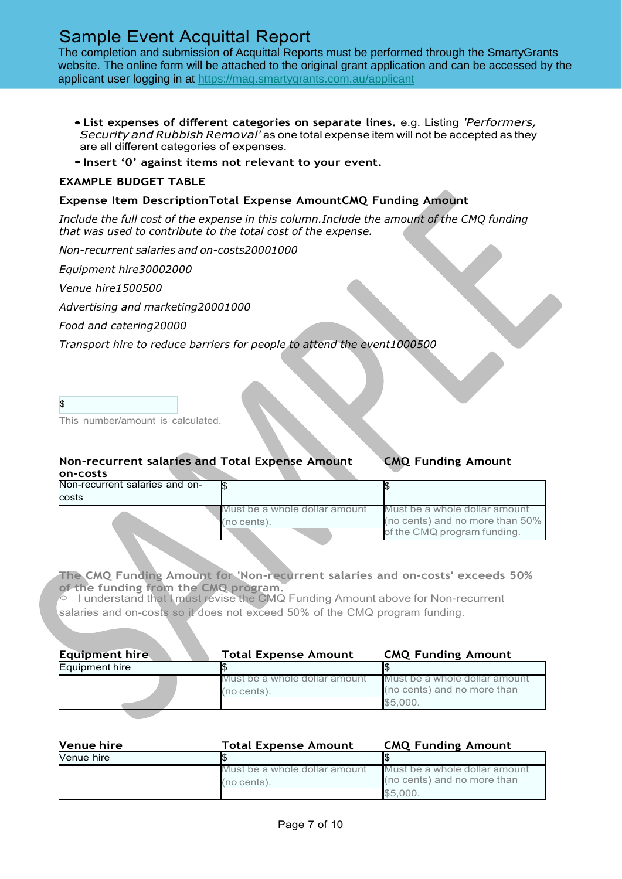# Sample Event Acquittal Report

The completion and submission of Acquittal Reports must be performed through the SmartyGrants website. The online form will be attached to the original grant application and can be accessed by the applicant user logging in at https://maq.smartygrants.com.au/applicant

- **List expenses of different categories on separate lines.** e.g. Listing *'Performers, Security and Rubbish Removal'* as one total expense item will not be accepted as they are all different categories of expenses.
- **Insert '0' against items not relevant to your event.**

**EXAMPLE BUDGET TABLE**

| Expense Item Description | Total Expense Amount | CMQ Funding Amount |
|---|---|---|
| | *Include the full cost of the expense in this column.* | *Include the amount of the CMQ funding that was used to contribute to the total cost of the expense.* |
| *Non-recurrent salaries and on-costs* | *2000* | *1000* |
| *Equipment hire* | *3000* | *2000* |
| *Venue hire* | *1500* | *500* |
| *Advertising and marketing* | *2000* | *1000* |
| *Food and catering* | *2000* | *0* |
| *Transport hire to reduce barriers for people to attend the event* | *1000* | *500* |

$

This number/amount is calculated.

| Non-recurrent salaries and on-costs | Total Expense Amount | CMQ Funding Amount |
|---|---|---|
| Non-recurrent salaries and on-costs | $ | $ |
| | Must be a whole dollar amount (no cents). | Must be a whole dollar amount (no cents) and no more than 50% of the CMQ program funding. |

**The CMQ Funding Amount for 'Non-recurrent salaries and on-costs' exceeds 50% of the funding from the CMQ program.**

○ I understand that I must revise the CMQ Funding Amount above for Non-recurrent salaries and on-costs so it does not exceed 50% of the CMQ program funding.

| Equipment hire | Total Expense Amount | CMQ Funding Amount |
|---|---|---|
| Equipment hire | $ | $ |
| | Must be a whole dollar amount (no cents). | Must be a whole dollar amount (no cents) and no more than $5,000. |

| Venue hire | Total Expense Amount | CMQ Funding Amount |
|---|---|---|
| Venue hire | $ | $ |
| | Must be a whole dollar amount (no cents). | Must be a whole dollar amount (no cents) and no more than $5,000. |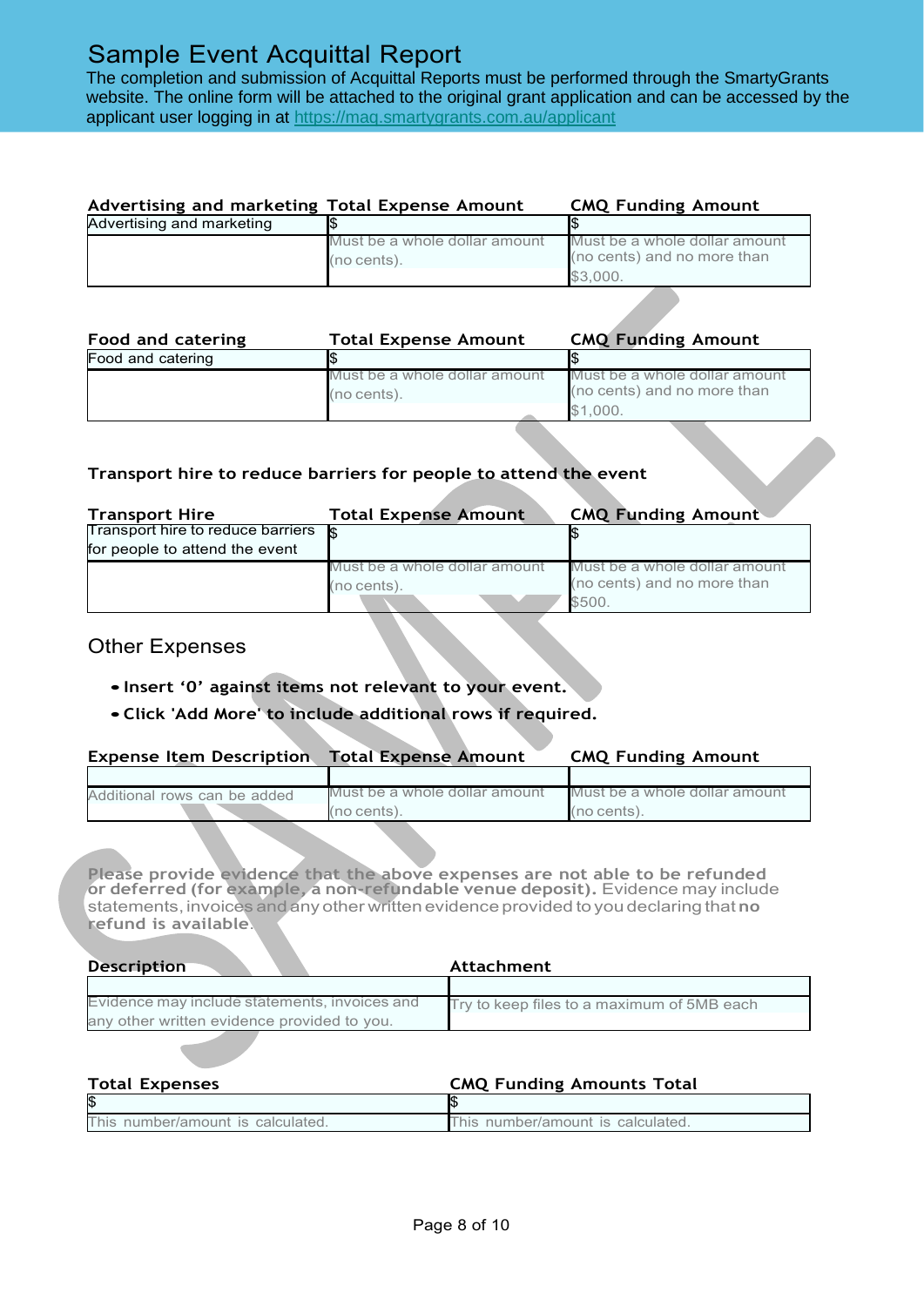# Sample Event Acquittal Report

The completion and submission of Acquittal Reports must be performed through the SmartyGrants website. The online form will be attached to the original grant application and can be accessed by the applicant user logging in at https://maq.smartygrants.com.au/applicant

| Advertising and marketing | Total Expense Amount | CMQ Funding Amount |
|---|---|---|
| Advertising and marketing | $ | $ |
| | Must be a whole dollar amount (no cents). | Must be a whole dollar amount (no cents) and no more than $3,000. |

| Food and catering | Total Expense Amount | CMQ Funding Amount |
|---|---|---|
| Food and catering | $ | $ |
| | Must be a whole dollar amount (no cents). | Must be a whole dollar amount (no cents) and no more than $1,000. |

**Transport hire to reduce barriers for people to attend the event**

| Transport Hire | Total Expense Amount | CMQ Funding Amount |
|---|---|---|
| Transport hire to reduce barriers for people to attend the event | $ | $ |
| | Must be a whole dollar amount (no cents). | Must be a whole dollar amount (no cents) and no more than $500. |

## Other Expenses

- **Insert '0' against items not relevant to your event.**
- **Click 'Add More' to include additional rows if required.**

| Expense Item Description | Total Expense Amount | CMQ Funding Amount |
|---|---|---|
| | | |
| Additional rows can be added | Must be a whole dollar amount (no cents). | Must be a whole dollar amount (no cents). |

**Please provide evidence that the above expenses are not able to be refunded or deferred (for example, a non-refundable venue deposit).** Evidence may include statements, invoices and any other written evidence provided to you declaring that **no refund is available**.

| Description | Attachment |
|---|---|
| | |
| Evidence may include statements, invoices and any other written evidence provided to you. | Try to keep files to a maximum of 5MB each |

| Total Expenses | CMQ Funding Amounts Total |
|---|---|
| $ | $ |
| This number/amount is calculated. | This number/amount is calculated. |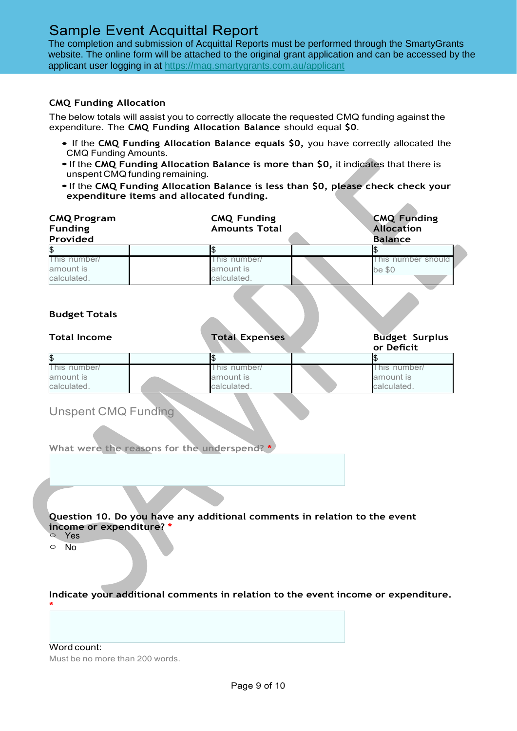# Sample Event Acquittal Report

The completion and submission of Acquittal Reports must be performed through the SmartyGrants website. The online form will be attached to the original grant application and can be accessed by the applicant user logging in at https://maq.smartygrants.com.au/applicant

**CMQ Funding Allocation**

The below totals will assist you to correctly allocate the requested CMQ funding against the expenditure. The **CMQ Funding Allocation Balance** should equal **$0**.

- If the **CMQ Funding Allocation Balance equals $0,** you have correctly allocated the CMQ Funding Amounts.
- If the **CMQ Funding Allocation Balance is more than $0,** it indicates that there is unspent CMQ funding remaining.
- If the **CMQ Funding Allocation Balance is less than $0, please check check your expenditure items and allocated funding.**

| **CMQ Program Funding Provided** | | **CMQ Funding Amounts Total** | | **CMQ Funding Allocation Balance** |
|---|---|---|---|---|
| $ | | $ | | $ |
| This number/ amount is calculated. | | This number/ amount is calculated. | | This number should be $0 |

**Budget Totals**

| **Total Income** | | **Total Expenses** | | **Budget Surplus or Deficit** |
|---|---|---|---|---|
| $ | | $ | | $ |
| This number/ amount is calculated. | | This number/ amount is calculated. | | This number/ amount is calculated. |

## Unspent CMQ Funding

**What were the reasons for the underspend? ***

**Question 10. Do you have any additional comments in relation to the event income or expenditure? ***

- ○ Yes
- ○ No

**Indicate your additional comments in relation to the event income or expenditure. ***

Word count:

Must be no more than 200 words.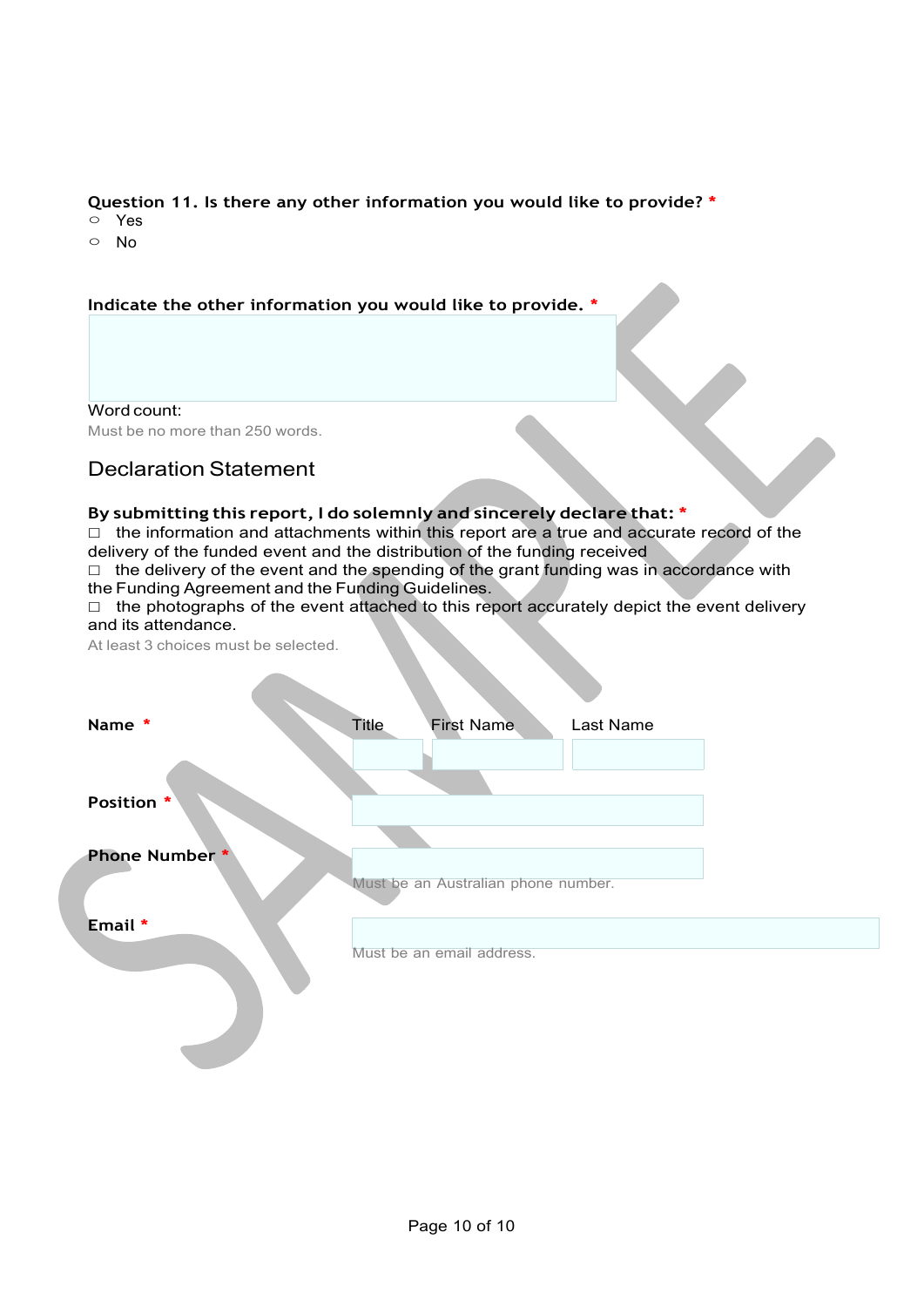**Question 11. Is there any other information you would like to provide?** *

- ○ Yes
- ○ No

**Indicate the other information you would like to provide.** *

Word count:

Must be no more than 250 words.

## Declaration Statement

**By submitting this report, I do solemnly and sincerely declare that:** *

- □ the information and attachments within this report are a true and accurate record of the delivery of the funded event and the distribution of the funding received
- □ the delivery of the event and the spending of the grant funding was in accordance with the Funding Agreement and the Funding Guidelines.
- □ the photographs of the event attached to this report accurately depict the event delivery and its attendance.

At least 3 choices must be selected.

**Name** * Title First Name Last Name

**Position** *

**Phone Number** *

Must be an Australian phone number.

**Email** *

Must be an email address.

SAMPLE